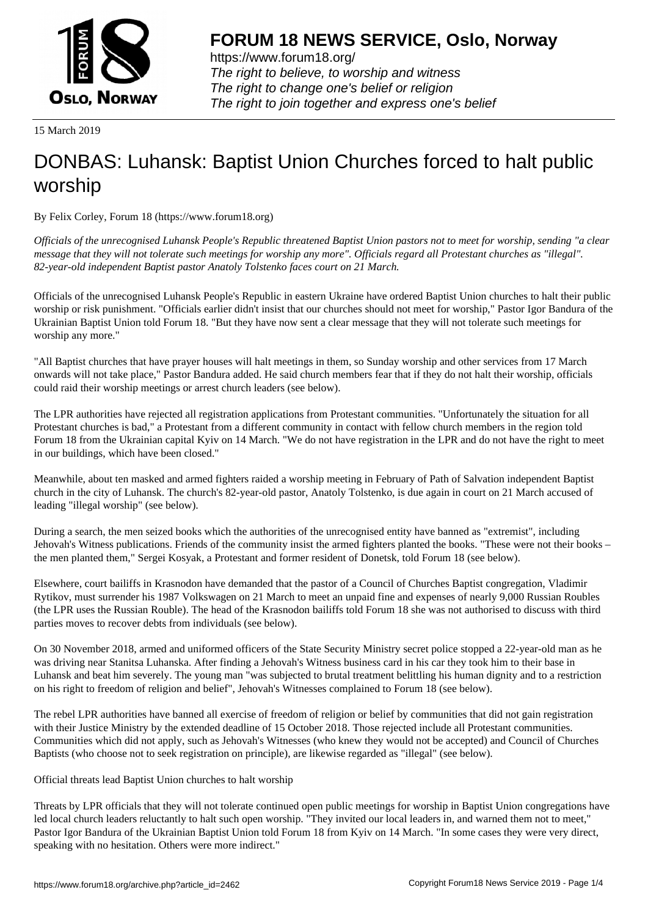# FORUM 18 NEWS SERVICE, Oslo, Norway

https://www.forum18.org/
*The right to believe, to worship and witness*
*The right to change one's belief or religion*
*The right to join together and express one's belief*

15 March 2019

# DONBAS: Luhansk: Baptist Union Churches forced to halt public worship

By Felix Corley, Forum 18 (https://www.forum18.org)

*Officials of the unrecognised Luhansk People's Republic threatened Baptist Union pastors not to meet for worship, sending "a clear message that they will not tolerate such meetings for worship any more". Officials regard all Protestant churches as "illegal". 82-year-old independent Baptist pastor Anatoly Tolstenko faces court on 21 March.*

Officials of the unrecognised Luhansk People's Republic in eastern Ukraine have ordered Baptist Union churches to halt their public worship or risk punishment. "Officials earlier didn't insist that our churches should not meet for worship," Pastor Igor Bandura of the Ukrainian Baptist Union told Forum 18. "But they have now sent a clear message that they will not tolerate such meetings for worship any more."

"All Baptist churches that have prayer houses will halt meetings in them, so Sunday worship and other services from 17 March onwards will not take place," Pastor Bandura added. He said church members fear that if they do not halt their worship, officials could raid their worship meetings or arrest church leaders (see below).

The LPR authorities have rejected all registration applications from Protestant communities. "Unfortunately the situation for all Protestant churches is bad," a Protestant from a different community in contact with fellow church members in the region told Forum 18 from the Ukrainian capital Kyiv on 14 March. "We do not have registration in the LPR and do not have the right to meet in our buildings, which have been closed."

Meanwhile, about ten masked and armed fighters raided a worship meeting in February of Path of Salvation independent Baptist church in the city of Luhansk. The church's 82-year-old pastor, Anatoly Tolstenko, is due again in court on 21 March accused of leading "illegal worship" (see below).

During a search, the men seized books which the authorities of the unrecognised entity have banned as "extremist", including Jehovah's Witness publications. Friends of the community insist the armed fighters planted the books. "These were not their books – the men planted them," Sergei Kosyak, a Protestant and former resident of Donetsk, told Forum 18 (see below).

Elsewhere, court bailiffs in Krasnodon have demanded that the pastor of a Council of Churches Baptist congregation, Vladimir Rytikov, must surrender his 1987 Volkswagen on 21 March to meet an unpaid fine and expenses of nearly 9,000 Russian Roubles (the LPR uses the Russian Rouble). The head of the Krasnodon bailiffs told Forum 18 she was not authorised to discuss with third parties moves to recover debts from individuals (see below).

On 30 November 2018, armed and uniformed officers of the State Security Ministry secret police stopped a 22-year-old man as he was driving near Stanitsa Luhanska. After finding a Jehovah's Witness business card in his car they took him to their base in Luhansk and beat him severely. The young man "was subjected to brutal treatment belittling his human dignity and to a restriction on his right to freedom of religion and belief", Jehovah's Witnesses complained to Forum 18 (see below).

The rebel LPR authorities have banned all exercise of freedom of religion or belief by communities that did not gain registration with their Justice Ministry by the extended deadline of 15 October 2018. Those rejected include all Protestant communities. Communities which did not apply, such as Jehovah's Witnesses (who knew they would not be accepted) and Council of Churches Baptists (who choose not to seek registration on principle), are likewise regarded as "illegal" (see below).

Official threats lead Baptist Union churches to halt worship

Threats by LPR officials that they will not tolerate continued open public meetings for worship in Baptist Union congregations have led local church leaders reluctantly to halt such open worship. "They invited our local leaders in, and warned them not to meet," Pastor Igor Bandura of the Ukrainian Baptist Union told Forum 18 from Kyiv on 14 March. "In some cases they were very direct, speaking with no hesitation. Others were more indirect."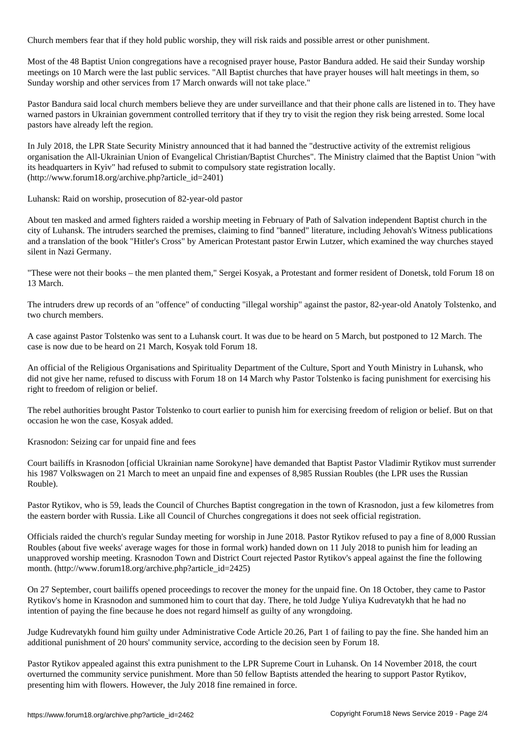Church members fear that if they hold public worship, they will risk raids and possible arrest or other punishment.

Most of the 48 Baptist Union congregations have a recognised prayer house, Pastor Bandura added. He said their Sunday worship meetings on 10 March were the last public services. "All Baptist churches that have prayer houses will halt meetings in them, so Sunday worship and other services from 17 March onwards will not take place."

Pastor Bandura said local church members believe they are under surveillance and that their phone calls are listened in to. They have warned pastors in Ukrainian government controlled territory that if they try to visit the region they risk being arrested. Some local pastors have already left the region.

In July 2018, the LPR State Security Ministry announced that it had banned the "destructive activity of the extremist religious organisation the All-Ukrainian Union of Evangelical Christian/Baptist Churches". The Ministry claimed that the Baptist Union "with its headquarters in Kyiv" had refused to submit to compulsory state registration locally. (http://www.forum18.org/archive.php?article_id=2401)

## Luhansk: Raid on worship, prosecution of 82-year-old pastor

About ten masked and armed fighters raided a worship meeting in February of Path of Salvation independent Baptist church in the city of Luhansk. The intruders searched the premises, claiming to find "banned" literature, including Jehovah's Witness publications and a translation of the book "Hitler's Cross" by American Protestant pastor Erwin Lutzer, which examined the way churches stayed silent in Nazi Germany.

"These were not their books – the men planted them," Sergei Kosyak, a Protestant and former resident of Donetsk, told Forum 18 on 13 March.

The intruders drew up records of an "offence" of conducting "illegal worship" against the pastor, 82-year-old Anatoly Tolstenko, and two church members.

A case against Pastor Tolstenko was sent to a Luhansk court. It was due to be heard on 5 March, but postponed to 12 March. The case is now due to be heard on 21 March, Kosyak told Forum 18.

An official of the Religious Organisations and Spirituality Department of the Culture, Sport and Youth Ministry in Luhansk, who did not give her name, refused to discuss with Forum 18 on 14 March why Pastor Tolstenko is facing punishment for exercising his right to freedom of religion or belief.

The rebel authorities brought Pastor Tolstenko to court earlier to punish him for exercising freedom of religion or belief. But on that occasion he won the case, Kosyak added.

## Krasnodon: Seizing car for unpaid fine and fees

Court bailiffs in Krasnodon [official Ukrainian name Sorokyne] have demanded that Baptist Pastor Vladimir Rytikov must surrender his 1987 Volkswagen on 21 March to meet an unpaid fine and expenses of 8,985 Russian Roubles (the LPR uses the Russian Rouble).

Pastor Rytikov, who is 59, leads the Council of Churches Baptist congregation in the town of Krasnodon, just a few kilometres from the eastern border with Russia. Like all Council of Churches congregations it does not seek official registration.

Officials raided the church's regular Sunday meeting for worship in June 2018. Pastor Rytikov refused to pay a fine of 8,000 Russian Roubles (about five weeks' average wages for those in formal work) handed down on 11 July 2018 to punish him for leading an unapproved worship meeting. Krasnodon Town and District Court rejected Pastor Rytikov's appeal against the fine the following month. (http://www.forum18.org/archive.php?article_id=2425)

On 27 September, court bailiffs opened proceedings to recover the money for the unpaid fine. On 18 October, they came to Pastor Rytikov's home in Krasnodon and summoned him to court that day. There, he told Judge Yuliya Kudrevatykh that he had no intention of paying the fine because he does not regard himself as guilty of any wrongdoing.

Judge Kudrevatykh found him guilty under Administrative Code Article 20.26, Part 1 of failing to pay the fine. She handed him an additional punishment of 20 hours' community service, according to the decision seen by Forum 18.

Pastor Rytikov appealed against this extra punishment to the LPR Supreme Court in Luhansk. On 14 November 2018, the court overturned the community service punishment. More than 50 fellow Baptists attended the hearing to support Pastor Rytikov, presenting him with flowers. However, the July 2018 fine remained in force.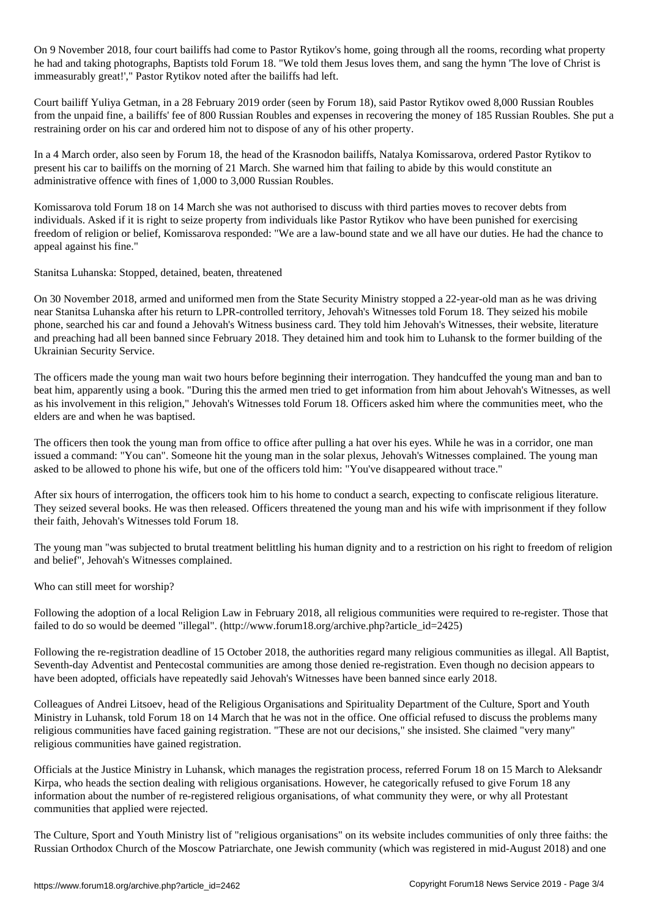On 9 November 2018, four court bailiffs had come to Pastor Rytikov's home, going through all the rooms, recording what property he had and taking photographs, Baptists told Forum 18. "We told them Jesus loves them, and sang the hymn 'The love of Christ is immeasurably great!'," Pastor Rytikov noted after the bailiffs had left.

Court bailiff Yuliya Getman, in a 28 February 2019 order (seen by Forum 18), said Pastor Rytikov owed 8,000 Russian Roubles from the unpaid fine, a bailiffs' fee of 800 Russian Roubles and expenses in recovering the money of 185 Russian Roubles. She put a restraining order on his car and ordered him not to dispose of any of his other property.

In a 4 March order, also seen by Forum 18, the head of the Krasnodon bailiffs, Natalya Komissarova, ordered Pastor Rytikov to present his car to bailiffs on the morning of 21 March. She warned him that failing to abide by this would constitute an administrative offence with fines of 1,000 to 3,000 Russian Roubles.

Komissarova told Forum 18 on 14 March she was not authorised to discuss with third parties moves to recover debts from individuals. Asked if it is right to seize property from individuals like Pastor Rytikov who have been punished for exercising freedom of religion or belief, Komissarova responded: "We are a law-bound state and we all have our duties. He had the chance to appeal against his fine."

Stanitsa Luhanska: Stopped, detained, beaten, threatened

On 30 November 2018, armed and uniformed men from the State Security Ministry stopped a 22-year-old man as he was driving near Stanitsa Luhanska after his return to LPR-controlled territory, Jehovah's Witnesses told Forum 18. They seized his mobile phone, searched his car and found a Jehovah's Witness business card. They told him Jehovah's Witnesses, their website, literature and preaching had all been banned since February 2018. They detained him and took him to Luhansk to the former building of the Ukrainian Security Service.

The officers made the young man wait two hours before beginning their interrogation. They handcuffed the young man and ban to beat him, apparently using a book. "During this the armed men tried to get information from him about Jehovah's Witnesses, as well as his involvement in this religion," Jehovah's Witnesses told Forum 18. Officers asked him where the communities meet, who the elders are and when he was baptised.

The officers then took the young man from office to office after pulling a hat over his eyes. While he was in a corridor, one man issued a command: "You can". Someone hit the young man in the solar plexus, Jehovah's Witnesses complained. The young man asked to be allowed to phone his wife, but one of the officers told him: "You've disappeared without trace."

After six hours of interrogation, the officers took him to his home to conduct a search, expecting to confiscate religious literature. They seized several books. He was then released. Officers threatened the young man and his wife with imprisonment if they follow their faith, Jehovah's Witnesses told Forum 18.

The young man "was subjected to brutal treatment belittling his human dignity and to a restriction on his right to freedom of religion and belief", Jehovah's Witnesses complained.

Who can still meet for worship?

Following the adoption of a local Religion Law in February 2018, all religious communities were required to re-register. Those that failed to do so would be deemed "illegal". (http://www.forum18.org/archive.php?article_id=2425)

Following the re-registration deadline of 15 October 2018, the authorities regard many religious communities as illegal. All Baptist, Seventh-day Adventist and Pentecostal communities are among those denied re-registration. Even though no decision appears to have been adopted, officials have repeatedly said Jehovah's Witnesses have been banned since early 2018.

Colleagues of Andrei Litsoev, head of the Religious Organisations and Spirituality Department of the Culture, Sport and Youth Ministry in Luhansk, told Forum 18 on 14 March that he was not in the office. One official refused to discuss the problems many religious communities have faced gaining registration. "These are not our decisions," she insisted. She claimed "very many" religious communities have gained registration.

Officials at the Justice Ministry in Luhansk, which manages the registration process, referred Forum 18 on 15 March to Aleksandr Kirpa, who heads the section dealing with religious organisations. However, he categorically refused to give Forum 18 any information about the number of re-registered religious organisations, of what community they were, or why all Protestant communities that applied were rejected.

The Culture, Sport and Youth Ministry list of "religious organisations" on its website includes communities of only three faiths: the Russian Orthodox Church of the Moscow Patriarchate, one Jewish community (which was registered in mid-August 2018) and one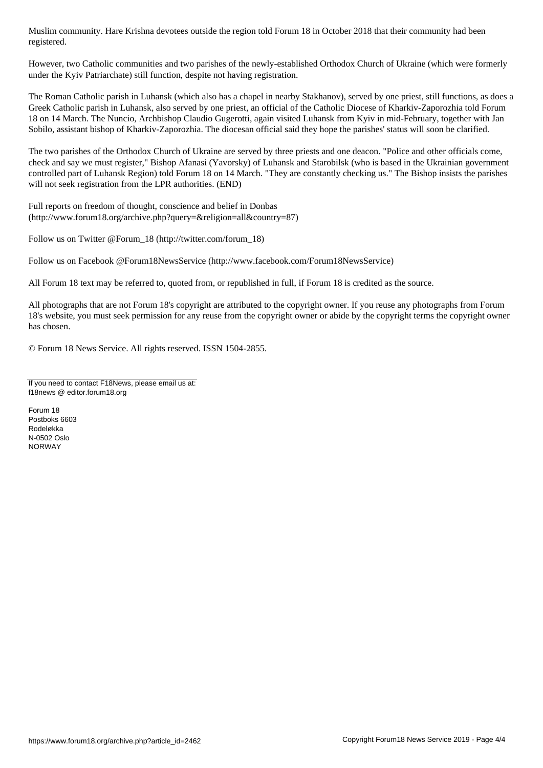Muslim community. Hare Krishna devotees outside the region told Forum 18 in October 2018 that their community had been registered.

However, two Catholic communities and two parishes of the newly-established Orthodox Church of Ukraine (which were formerly under the Kyiv Patriarchate) still function, despite not having registration.

The Roman Catholic parish in Luhansk (which also has a chapel in nearby Stakhanov), served by one priest, still functions, as does a Greek Catholic parish in Luhansk, also served by one priest, an official of the Catholic Diocese of Kharkiv-Zaporozhia told Forum 18 on 14 March. The Nuncio, Archbishop Claudio Gugerotti, again visited Luhansk from Kyiv in mid-February, together with Jan Sobilo, assistant bishop of Kharkiv-Zaporozhia. The diocesan official said they hope the parishes' status will soon be clarified.

The two parishes of the Orthodox Church of Ukraine are served by three priests and one deacon. "Police and other officials come, check and say we must register," Bishop Afanasi (Yavorsky) of Luhansk and Starobilsk (who is based in the Ukrainian government controlled part of Luhansk Region) told Forum 18 on 14 March. "They are constantly checking us." The Bishop insists the parishes will not seek registration from the LPR authorities. (END)

Full reports on freedom of thought, conscience and belief in Donbas (http://www.forum18.org/archive.php?query=&religion=all&country=87)

Follow us on Twitter @Forum_18 (http://twitter.com/forum_18)

Follow us on Facebook @Forum18NewsService (http://www.facebook.com/Forum18NewsService)

All Forum 18 text may be referred to, quoted from, or republished in full, if Forum 18 is credited as the source.

All photographs that are not Forum 18's copyright are attributed to the copyright owner. If you reuse any photographs from Forum 18's website, you must seek permission for any reuse from the copyright owner or abide by the copyright terms the copyright owner has chosen.

© Forum 18 News Service. All rights reserved. ISSN 1504-2855.

If you need to contact F18News, please email us at:
f18news @ editor.forum18.org

Forum 18
Postboks 6603
Rodeløkka
N-0502 Oslo
NORWAY